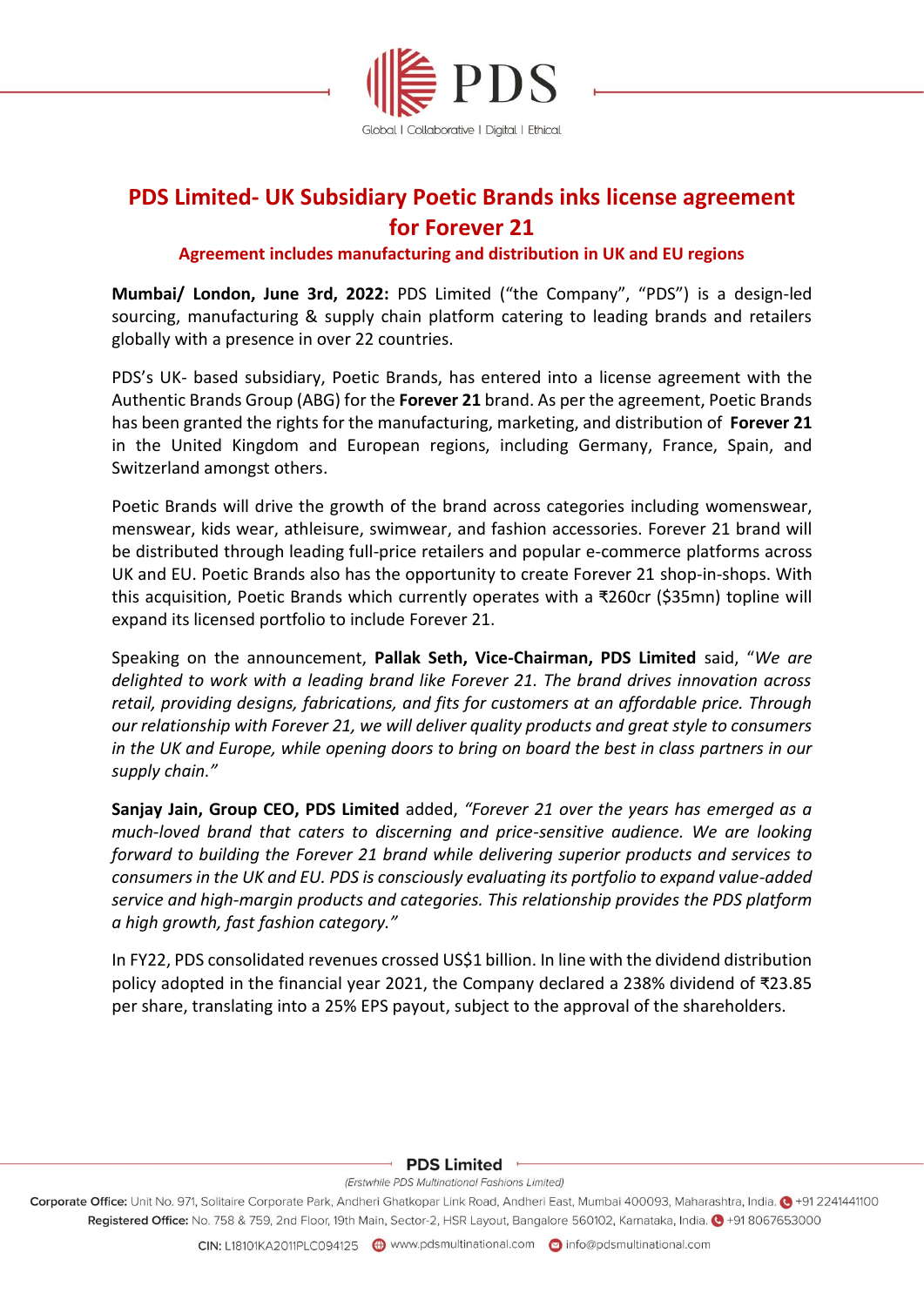# PDS Limited- UK Subsidiary Poetic Brands inks license agreement for Forever 21

### Agreement includes manufacturing and distribution in UK and EU regions

**Mumbai/ London, June 3rd, 2022:** PDS Limited ("the Company", "PDS") is a design-led sourcing, manufacturing & supply chain platform catering to leading brands and retailers globally with a presence in over 22 countries.

PDS's UK- based subsidiary, Poetic Brands, has entered into a license agreement with the Authentic Brands Group (ABG) for the **Forever 21** brand. As per the agreement, Poetic Brands has been granted the rights for the manufacturing, marketing, and distribution of **Forever 21** in the United Kingdom and European regions, including Germany, France, Spain, and Switzerland amongst others.

Poetic Brands will drive the growth of the brand across categories including womenswear, menswear, kids wear, athleisure, swimwear, and fashion accessories. Forever 21 brand will be distributed through leading full-price retailers and popular e-commerce platforms across UK and EU. Poetic Brands also has the opportunity to create Forever 21 shop-in-shops. With this acquisition, Poetic Brands which currently operates with a ₹260cr ($35mn) topline will expand its licensed portfolio to include Forever 21.

Speaking on the announcement, **Pallak Seth, Vice-Chairman, PDS Limited** said, "*We are delighted to work with a leading brand like Forever 21. The brand drives innovation across retail, providing designs, fabrications, and fits for customers at an affordable price. Through our relationship with Forever 21, we will deliver quality products and great style to consumers in the UK and Europe, while opening doors to bring on board the best in class partners in our supply chain.*"

**Sanjay Jain, Group CEO, PDS Limited** added, *"Forever 21 over the years has emerged as a much-loved brand that caters to discerning and price-sensitive audience. We are looking forward to building the Forever 21 brand while delivering superior products and services to consumers in the UK and EU. PDS is consciously evaluating its portfolio to expand value-added service and high-margin products and categories. This relationship provides the PDS platform a high growth, fast fashion category."*

In FY22, PDS consolidated revenues crossed US$1 billion. In line with the dividend distribution policy adopted in the financial year 2021, the Company declared a 238% dividend of ₹23.85 per share, translating into a 25% EPS payout, subject to the approval of the shareholders.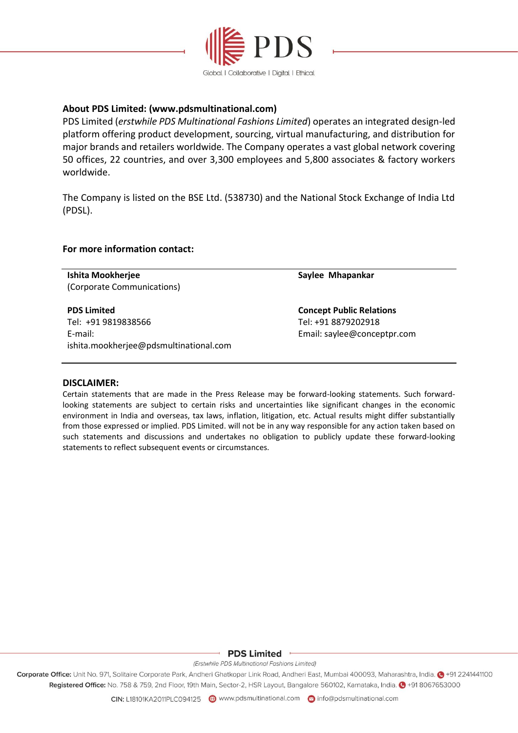**About PDS Limited: (www.pdsmultinational.com)**

PDS Limited (*erstwhile PDS Multinational Fashions Limited*) operates an integrated design-led platform offering product development, sourcing, virtual manufacturing, and distribution for major brands and retailers worldwide. The Company operates a vast global network covering 50 offices, 22 countries, and over 3,300 employees and 5,800 associates & factory workers worldwide.

The Company is listed on the BSE Ltd. (538730) and the National Stock Exchange of India Ltd (PDSL).

**For more information contact:**

| | |
|---|---|
| **Ishita Mookherjee**<br>(Corporate Communications) | **Saylee Mhapankar** |
| **PDS Limited**<br>Tel: +91 9819838566<br>E-mail:<br>ishita.mookherjee@pdsmultinational.com | **Concept Public Relations**<br>Tel: +91 8879202918<br>Email: saylee@conceptpr.com |

**DISCLAIMER:**

Certain statements that are made in the Press Release may be forward-looking statements. Such forward-looking statements are subject to certain risks and uncertainties like significant changes in the economic environment in India and overseas, tax laws, inflation, litigation, etc. Actual results might differ substantially from those expressed or implied. PDS Limited. will not be in any way responsible for any action taken based on such statements and discussions and undertakes no obligation to publicly update these forward-looking statements to reflect subsequent events or circumstances.